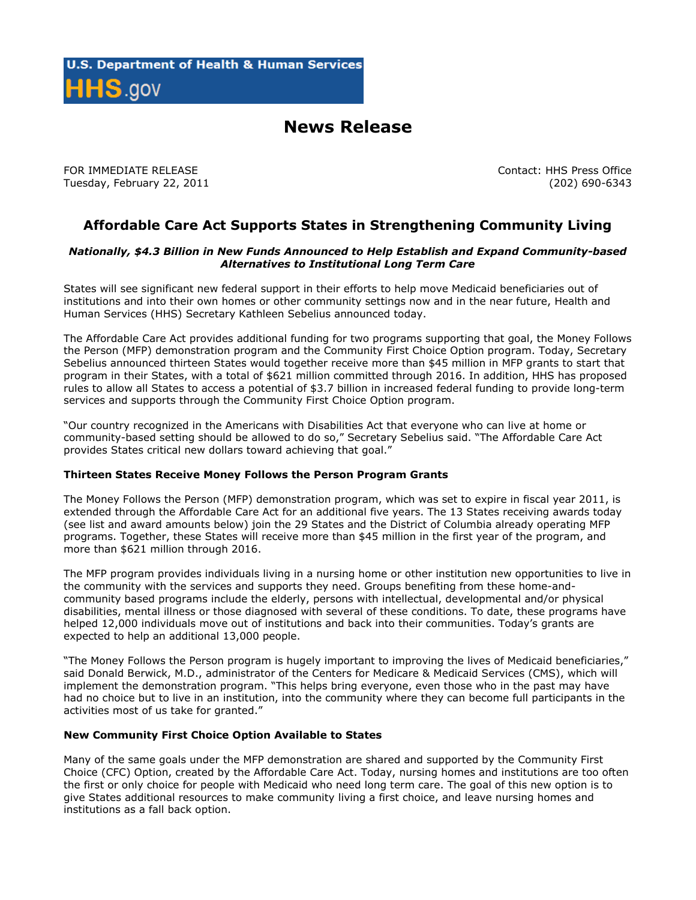U.S. Department of Health & Human Services
HHS.gov

# News Release

FOR IMMEDIATE RELEASE
Tuesday, February 22, 2011

Contact: HHS Press Office
(202) 690-6343

## Affordable Care Act Supports States in Strengthening Community Living

***Nationally, $4.3 Billion in New Funds Announced to Help Establish and Expand Community-based Alternatives to Institutional Long Term Care***

States will see significant new federal support in their efforts to help move Medicaid beneficiaries out of institutions and into their own homes or other community settings now and in the near future, Health and Human Services (HHS) Secretary Kathleen Sebelius announced today.

The Affordable Care Act provides additional funding for two programs supporting that goal, the Money Follows the Person (MFP) demonstration program and the Community First Choice Option program. Today, Secretary Sebelius announced thirteen States would together receive more than $45 million in MFP grants to start that program in their States, with a total of $621 million committed through 2016. In addition, HHS has proposed rules to allow all States to access a potential of $3.7 billion in increased federal funding to provide long-term services and supports through the Community First Choice Option program.

"Our country recognized in the Americans with Disabilities Act that everyone who can live at home or community-based setting should be allowed to do so," Secretary Sebelius said. "The Affordable Care Act provides States critical new dollars toward achieving that goal."

**Thirteen States Receive Money Follows the Person Program Grants**

The Money Follows the Person (MFP) demonstration program, which was set to expire in fiscal year 2011, is extended through the Affordable Care Act for an additional five years. The 13 States receiving awards today (see list and award amounts below) join the 29 States and the District of Columbia already operating MFP programs. Together, these States will receive more than $45 million in the first year of the program, and more than $621 million through 2016.

The MFP program provides individuals living in a nursing home or other institution new opportunities to live in the community with the services and supports they need. Groups benefiting from these home-and-community based programs include the elderly, persons with intellectual, developmental and/or physical disabilities, mental illness or those diagnosed with several of these conditions. To date, these programs have helped 12,000 individuals move out of institutions and back into their communities. Today's grants are expected to help an additional 13,000 people.

"The Money Follows the Person program is hugely important to improving the lives of Medicaid beneficiaries," said Donald Berwick, M.D., administrator of the Centers for Medicare & Medicaid Services (CMS), which will implement the demonstration program. "This helps bring everyone, even those who in the past may have had no choice but to live in an institution, into the community where they can become full participants in the activities most of us take for granted."

**New Community First Choice Option Available to States**

Many of the same goals under the MFP demonstration are shared and supported by the Community First Choice (CFC) Option, created by the Affordable Care Act. Today, nursing homes and institutions are too often the first or only choice for people with Medicaid who need long term care. The goal of this new option is to give States additional resources to make community living a first choice, and leave nursing homes and institutions as a fall back option.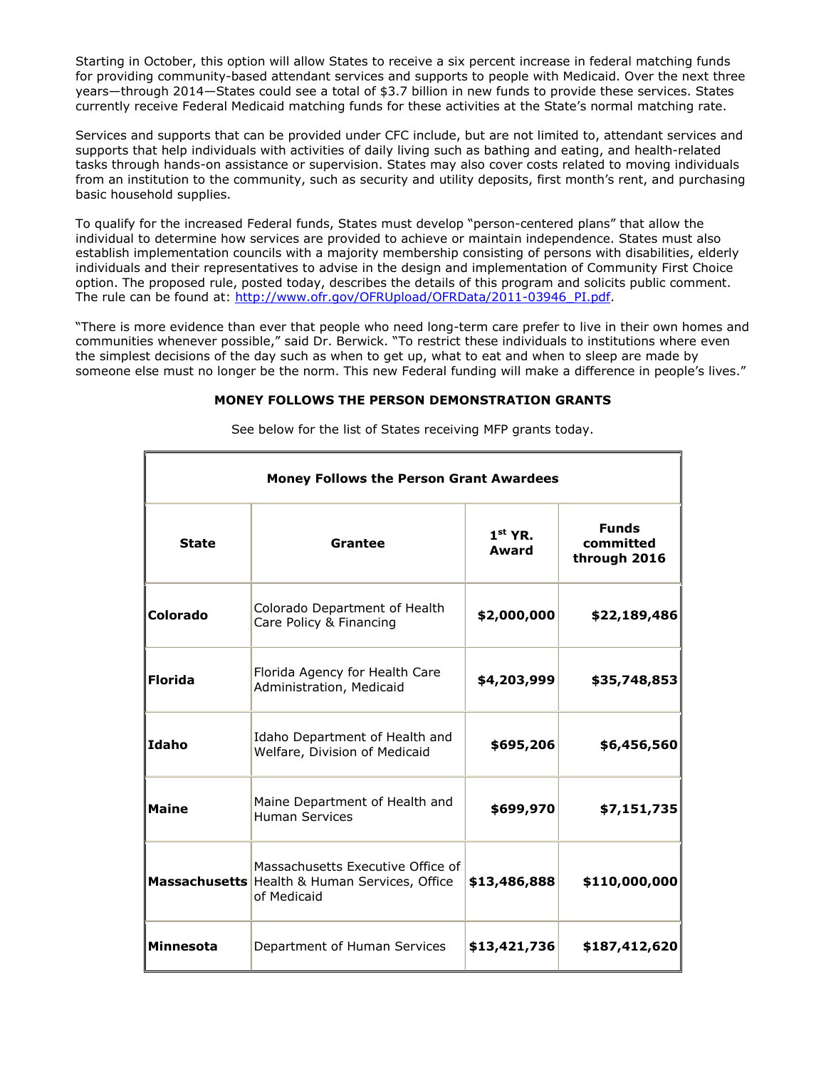Starting in October, this option will allow States to receive a six percent increase in federal matching funds for providing community-based attendant services and supports to people with Medicaid. Over the next three years—through 2014—States could see a total of $3.7 billion in new funds to provide these services. States currently receive Federal Medicaid matching funds for these activities at the State's normal matching rate.

Services and supports that can be provided under CFC include, but are not limited to, attendant services and supports that help individuals with activities of daily living such as bathing and eating, and health-related tasks through hands-on assistance or supervision. States may also cover costs related to moving individuals from an institution to the community, such as security and utility deposits, first month's rent, and purchasing basic household supplies.

To qualify for the increased Federal funds, States must develop "person-centered plans" that allow the individual to determine how services are provided to achieve or maintain independence. States must also establish implementation councils with a majority membership consisting of persons with disabilities, elderly individuals and their representatives to advise in the design and implementation of Community First Choice option. The proposed rule, posted today, describes the details of this program and solicits public comment. The rule can be found at: http://www.ofr.gov/OFRUpload/OFRData/2011-03946_PI.pdf.

"There is more evidence than ever that people who need long-term care prefer to live in their own homes and communities whenever possible," said Dr. Berwick. "To restrict these individuals to institutions where even the simplest decisions of the day such as when to get up, what to eat and when to sleep are made by someone else must no longer be the norm. This new Federal funding will make a difference in people's lives."

**MONEY FOLLOWS THE PERSON DEMONSTRATION GRANTS**

See below for the list of States receiving MFP grants today.

| **Money Follows the Person Grant Awardees** | | | |
|---|---|---|---|
| **State** | **Grantee** | **1st YR. Award** | **Funds committed through 2016** |
| **Colorado** | Colorado Department of Health Care Policy & Financing | **$2,000,000** | **$22,189,486** |
| **Florida** | Florida Agency for Health Care Administration, Medicaid | **$4,203,999** | **$35,748,853** |
| **Idaho** | Idaho Department of Health and Welfare, Division of Medicaid | **$695,206** | **$6,456,560** |
| **Maine** | Maine Department of Health and Human Services | **$699,970** | **$7,151,735** |
| **Massachusetts** | Massachusetts Executive Office of Health & Human Services, Office of Medicaid | **$13,486,888** | **$110,000,000** |
| **Minnesota** | Department of Human Services | **$13,421,736** | **$187,412,620** |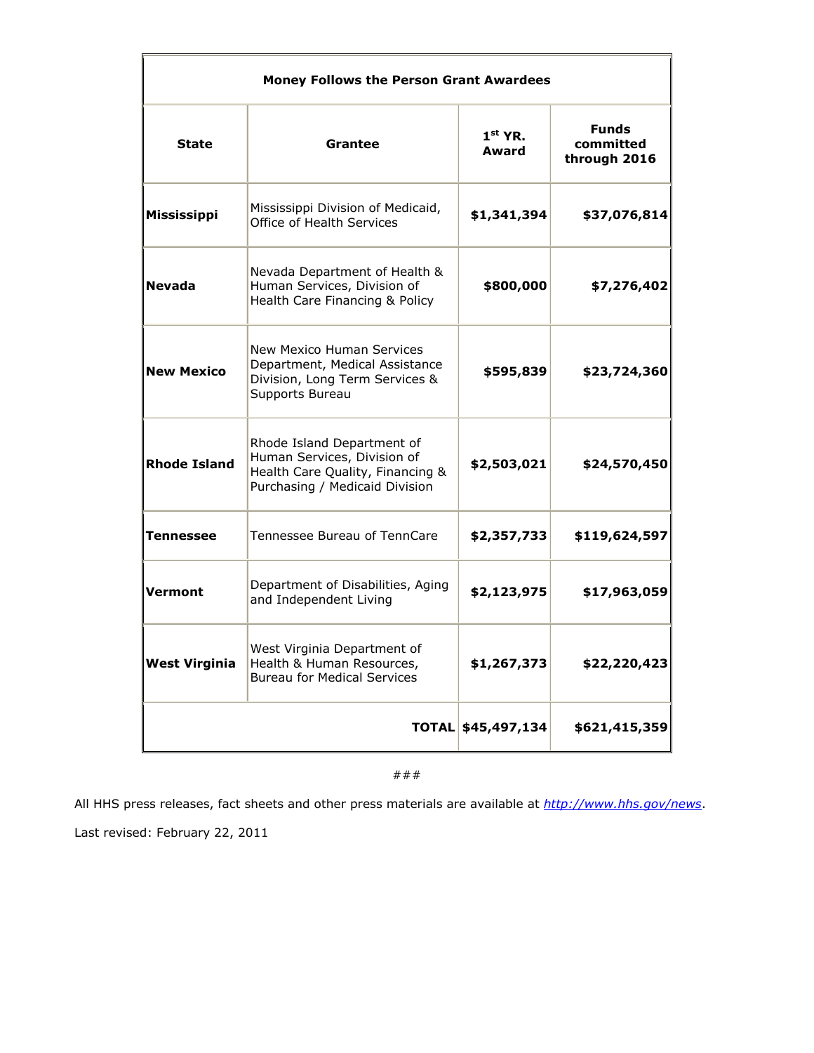| Money Follows the Person Grant Awardees | | | |
|---|---|---|---|
| **State** | **Grantee** | **1st YR. Award** | **Funds committed through 2016** |
| **Mississippi** | Mississippi Division of Medicaid, Office of Health Services | **$1,341,394** | **$37,076,814** |
| **Nevada** | Nevada Department of Health & Human Services, Division of Health Care Financing & Policy | **$800,000** | **$7,276,402** |
| **New Mexico** | New Mexico Human Services Department, Medical Assistance Division, Long Term Services & Supports Bureau | **$595,839** | **$23,724,360** |
| **Rhode Island** | Rhode Island Department of Human Services, Division of Health Care Quality, Financing & Purchasing / Medicaid Division | **$2,503,021** | **$24,570,450** |
| **Tennessee** | Tennessee Bureau of TennCare | **$2,357,733** | **$119,624,597** |
| **Vermont** | Department of Disabilities, Aging and Independent Living | **$2,123,975** | **$17,963,059** |
| **West Virginia** | West Virginia Department of Health & Human Resources, Bureau for Medical Services | **$1,267,373** | **$22,220,423** |
| | **TOTAL** | **$45,497,134** | **$621,415,359** |

###

All HHS press releases, fact sheets and other press materials are available at *http://www.hhs.gov/news*.

Last revised: February 22, 2011